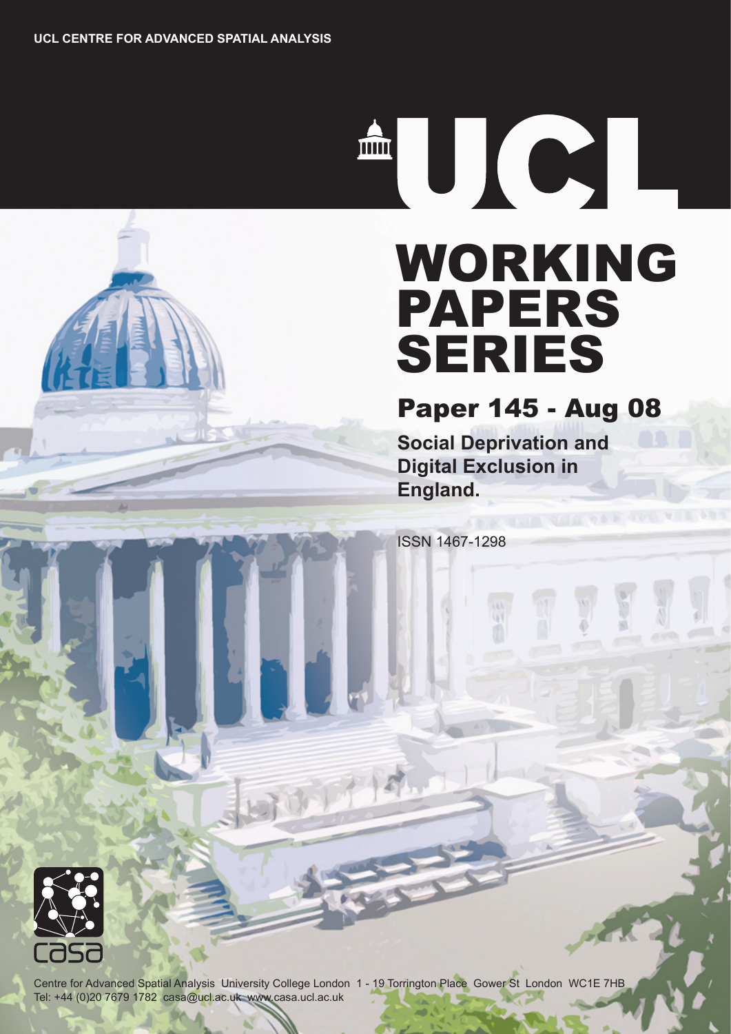UCL CENTRE FOR ADVANCED SPATIAL ANALYSIS

UCL

# WORKING PAPERS SERIES

## Paper 145 - Aug 08

**Social Deprivation and Digital Exclusion in England.**

ISSN 1467-1298

casa

Centre for Advanced Spatial Analysis University College London 1 - 19 Torrington Place Gower St London WC1E 7HB
Tel: +44 (0)20 7679 1782 casa@ucl.ac.uk www.casa.ucl.ac.uk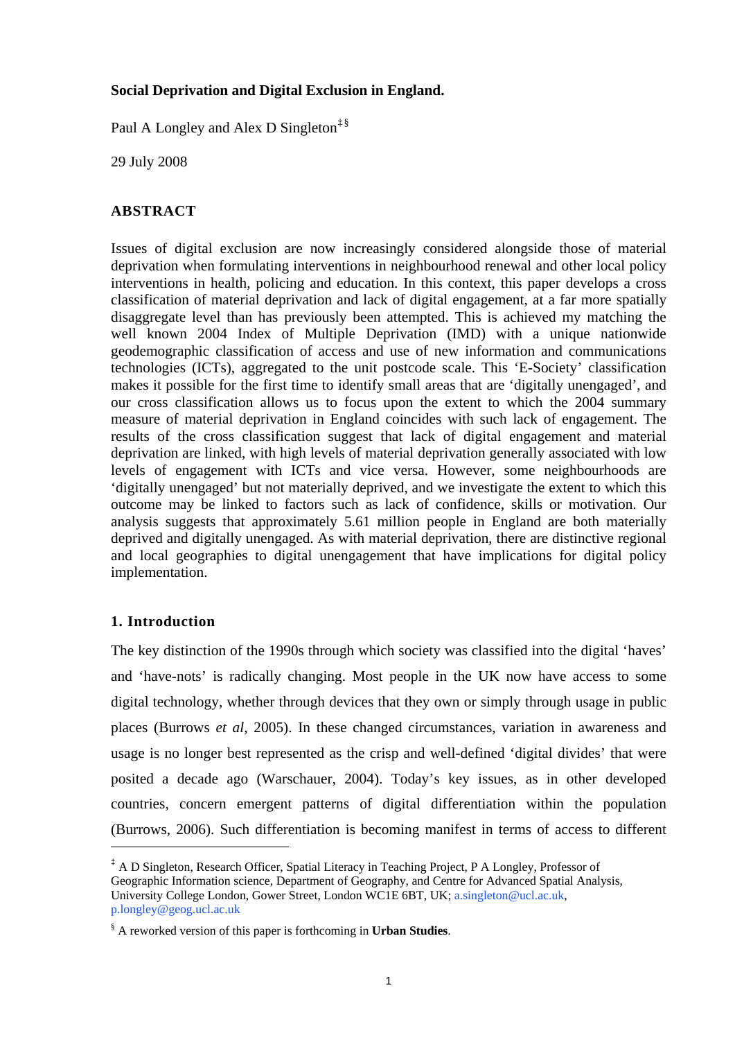**Social Deprivation and Digital Exclusion in England.**

Paul A Longley and Alex D Singleton[‡§]

29 July 2008

## ABSTRACT

Issues of digital exclusion are now increasingly considered alongside those of material deprivation when formulating interventions in neighbourhood renewal and other local policy interventions in health, policing and education. In this context, this paper develops a cross classification of material deprivation and lack of digital engagement, at a far more spatially disaggregate level than has previously been attempted. This is achieved my matching the well known 2004 Index of Multiple Deprivation (IMD) with a unique nationwide geodemographic classification of access and use of new information and communications technologies (ICTs), aggregated to the unit postcode scale. This 'E-Society' classification makes it possible for the first time to identify small areas that are 'digitally unengaged', and our cross classification allows us to focus upon the extent to which the 2004 summary measure of material deprivation in England coincides with such lack of engagement. The results of the cross classification suggest that lack of digital engagement and material deprivation are linked, with high levels of material deprivation generally associated with low levels of engagement with ICTs and vice versa. However, some neighbourhoods are 'digitally unengaged' but not materially deprived, and we investigate the extent to which this outcome may be linked to factors such as lack of confidence, skills or motivation. Our analysis suggests that approximately 5.61 million people in England are both materially deprived and digitally unengaged. As with material deprivation, there are distinctive regional and local geographies to digital unengagement that have implications for digital policy implementation.

## 1. Introduction

The key distinction of the 1990s through which society was classified into the digital 'haves' and 'have-nots' is radically changing. Most people in the UK now have access to some digital technology, whether through devices that they own or simply through usage in public places (Burrows *et al*, 2005). In these changed circumstances, variation in awareness and usage is no longer best represented as the crisp and well-defined 'digital divides' that were posited a decade ago (Warschauer, 2004). Today's key issues, as in other developed countries, concern emergent patterns of digital differentiation within the population (Burrows, 2006). Such differentiation is becoming manifest in terms of access to different

---

[‡] A D Singleton, Research Officer, Spatial Literacy in Teaching Project, P A Longley, Professor of Geographic Information science, Department of Geography, and Centre for Advanced Spatial Analysis, University College London, Gower Street, London WC1E 6BT, UK; a.singleton@ucl.ac.uk, p.longley@geog.ucl.ac.uk

[§] A reworked version of this paper is forthcoming in **Urban Studies**.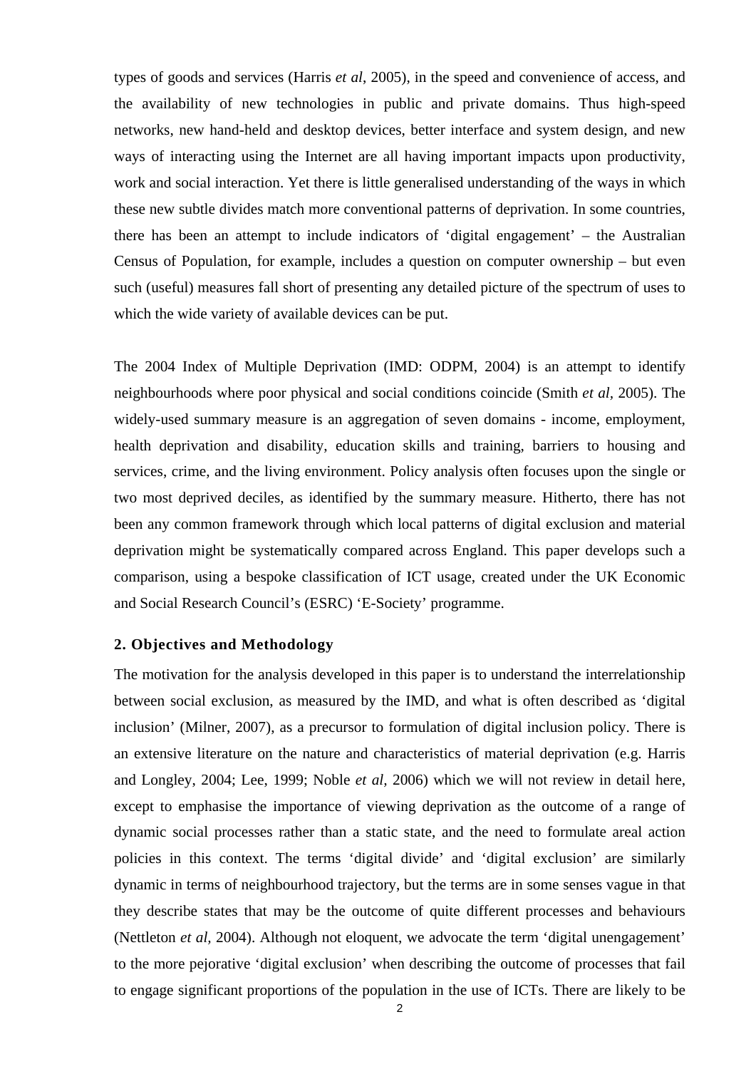types of goods and services (Harris *et al*, 2005), in the speed and convenience of access, and the availability of new technologies in public and private domains. Thus high-speed networks, new hand-held and desktop devices, better interface and system design, and new ways of interacting using the Internet are all having important impacts upon productivity, work and social interaction. Yet there is little generalised understanding of the ways in which these new subtle divides match more conventional patterns of deprivation. In some countries, there has been an attempt to include indicators of 'digital engagement' – the Australian Census of Population, for example, includes a question on computer ownership – but even such (useful) measures fall short of presenting any detailed picture of the spectrum of uses to which the wide variety of available devices can be put.

The 2004 Index of Multiple Deprivation (IMD: ODPM, 2004) is an attempt to identify neighbourhoods where poor physical and social conditions coincide (Smith *et al*, 2005). The widely-used summary measure is an aggregation of seven domains - income, employment, health deprivation and disability, education skills and training, barriers to housing and services, crime, and the living environment. Policy analysis often focuses upon the single or two most deprived deciles, as identified by the summary measure. Hitherto, there has not been any common framework through which local patterns of digital exclusion and material deprivation might be systematically compared across England. This paper develops such a comparison, using a bespoke classification of ICT usage, created under the UK Economic and Social Research Council's (ESRC) 'E-Society' programme.

## 2. Objectives and Methodology

The motivation for the analysis developed in this paper is to understand the interrelationship between social exclusion, as measured by the IMD, and what is often described as 'digital inclusion' (Milner, 2007), as a precursor to formulation of digital inclusion policy. There is an extensive literature on the nature and characteristics of material deprivation (e.g. Harris and Longley, 2004; Lee, 1999; Noble *et al*, 2006) which we will not review in detail here, except to emphasise the importance of viewing deprivation as the outcome of a range of dynamic social processes rather than a static state, and the need to formulate areal action policies in this context. The terms 'digital divide' and 'digital exclusion' are similarly dynamic in terms of neighbourhood trajectory, but the terms are in some senses vague in that they describe states that may be the outcome of quite different processes and behaviours (Nettleton *et al*, 2004). Although not eloquent, we advocate the term 'digital unengagement' to the more pejorative 'digital exclusion' when describing the outcome of processes that fail to engage significant proportions of the population in the use of ICTs. There are likely to be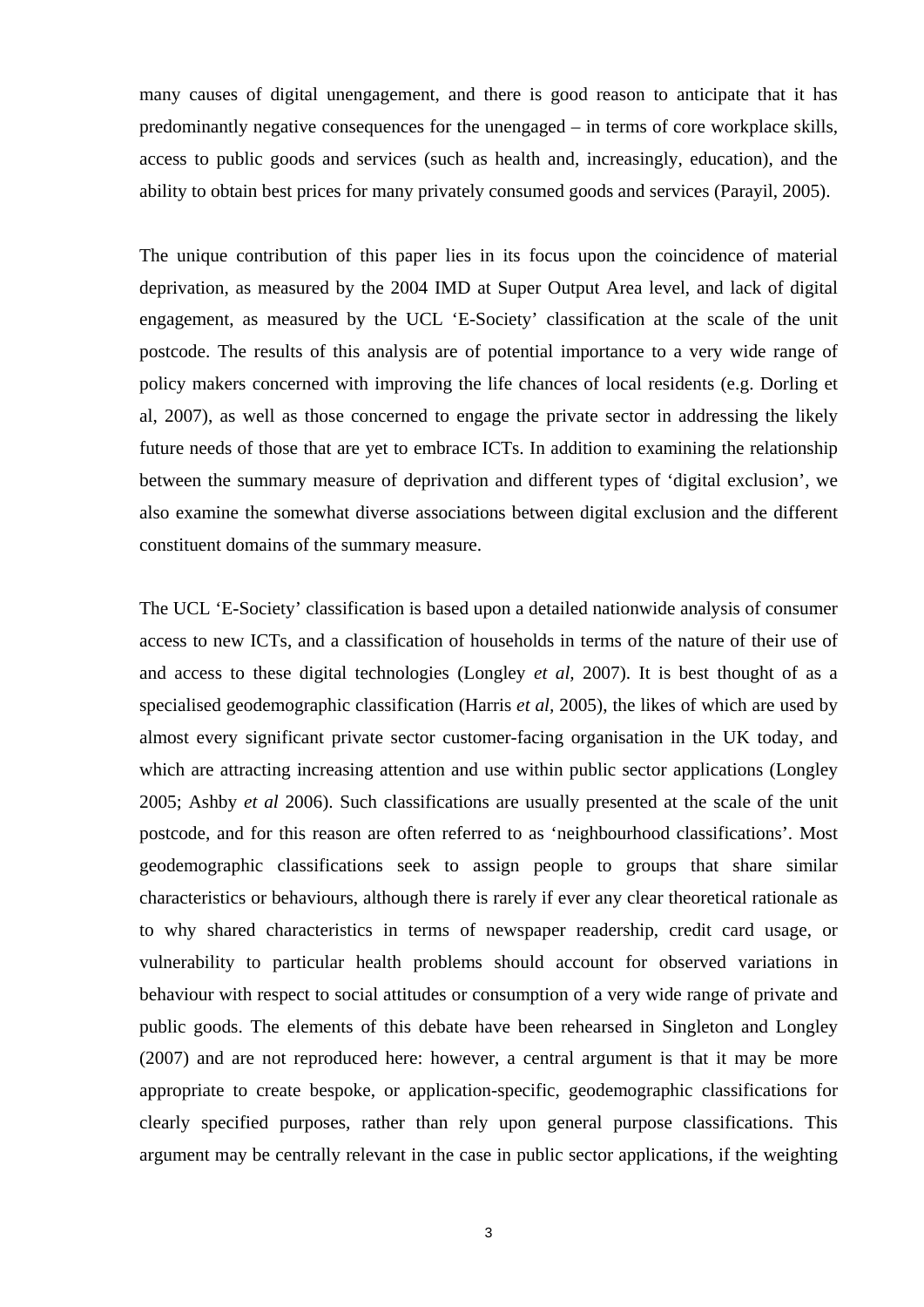many causes of digital unengagement, and there is good reason to anticipate that it has predominantly negative consequences for the unengaged – in terms of core workplace skills, access to public goods and services (such as health and, increasingly, education), and the ability to obtain best prices for many privately consumed goods and services (Parayil, 2005).

The unique contribution of this paper lies in its focus upon the coincidence of material deprivation, as measured by the 2004 IMD at Super Output Area level, and lack of digital engagement, as measured by the UCL 'E-Society' classification at the scale of the unit postcode. The results of this analysis are of potential importance to a very wide range of policy makers concerned with improving the life chances of local residents (e.g. Dorling et al, 2007), as well as those concerned to engage the private sector in addressing the likely future needs of those that are yet to embrace ICTs. In addition to examining the relationship between the summary measure of deprivation and different types of 'digital exclusion', we also examine the somewhat diverse associations between digital exclusion and the different constituent domains of the summary measure.

The UCL 'E-Society' classification is based upon a detailed nationwide analysis of consumer access to new ICTs, and a classification of households in terms of the nature of their use of and access to these digital technologies (Longley *et al*, 2007). It is best thought of as a specialised geodemographic classification (Harris *et al*, 2005), the likes of which are used by almost every significant private sector customer-facing organisation in the UK today, and which are attracting increasing attention and use within public sector applications (Longley 2005; Ashby *et al* 2006). Such classifications are usually presented at the scale of the unit postcode, and for this reason are often referred to as 'neighbourhood classifications'. Most geodemographic classifications seek to assign people to groups that share similar characteristics or behaviours, although there is rarely if ever any clear theoretical rationale as to why shared characteristics in terms of newspaper readership, credit card usage, or vulnerability to particular health problems should account for observed variations in behaviour with respect to social attitudes or consumption of a very wide range of private and public goods. The elements of this debate have been rehearsed in Singleton and Longley (2007) and are not reproduced here: however, a central argument is that it may be more appropriate to create bespoke, or application-specific, geodemographic classifications for clearly specified purposes, rather than rely upon general purpose classifications. This argument may be centrally relevant in the case in public sector applications, if the weighting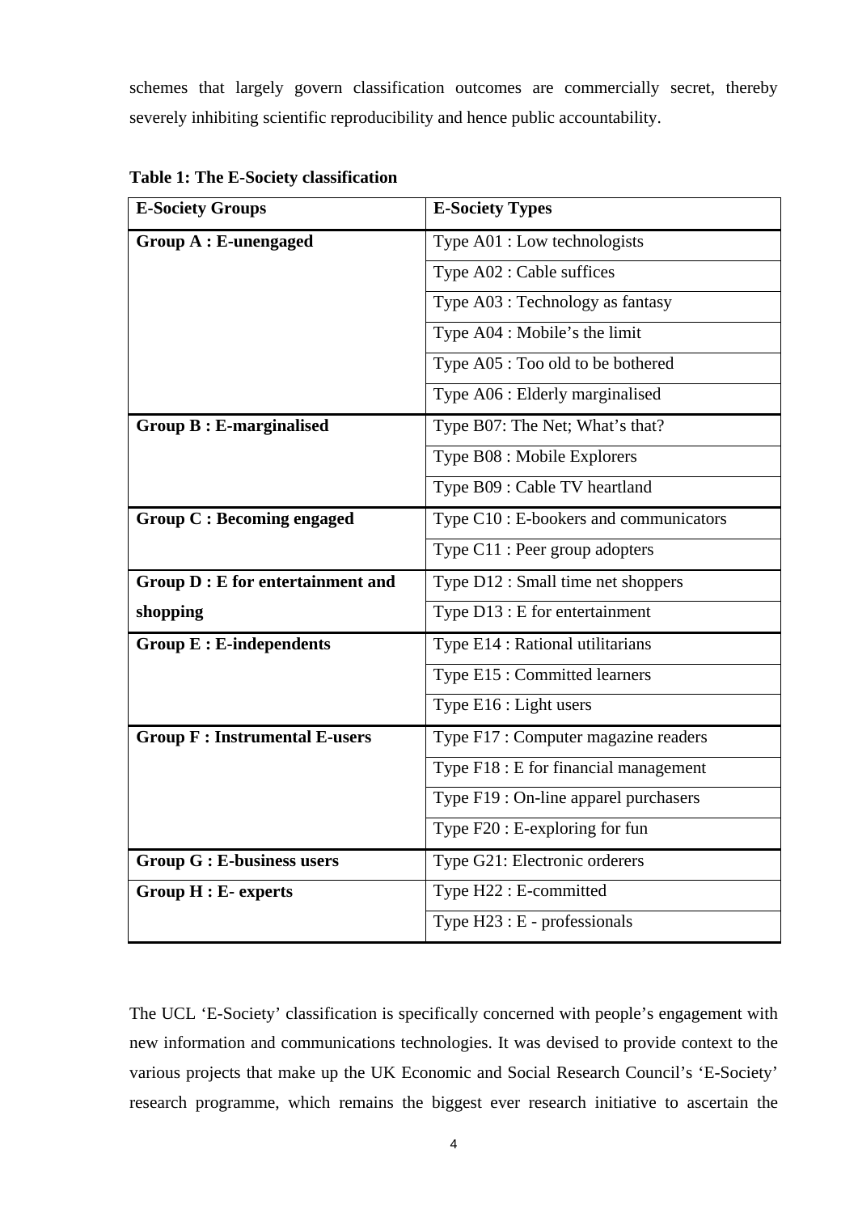schemes that largely govern classification outcomes are commercially secret, thereby severely inhibiting scientific reproducibility and hence public accountability.

**Table 1: The E-Society classification**

| **E-Society Groups** | **E-Society Types** |
|---|---|
| **Group A : E-unengaged** | Type A01 : Low technologists |
| | Type A02 : Cable suffices |
| | Type A03 : Technology as fantasy |
| | Type A04 : Mobile's the limit |
| | Type A05 : Too old to be bothered |
| | Type A06 : Elderly marginalised |
| **Group B : E-marginalised** | Type B07: The Net; What's that? |
| | Type B08 : Mobile Explorers |
| | Type B09 : Cable TV heartland |
| **Group C : Becoming engaged** | Type C10 : E-bookers and communicators |
| | Type C11 : Peer group adopters |
| **Group D : E for entertainment and shopping** | Type D12 : Small time net shoppers |
| | Type D13 : E for entertainment |
| **Group E : E-independents** | Type E14 : Rational utilitarians |
| | Type E15 : Committed learners |
| | Type E16 : Light users |
| **Group F : Instrumental E-users** | Type F17 : Computer magazine readers |
| | Type F18 : E for financial management |
| | Type F19 : On-line apparel purchasers |
| | Type F20 : E-exploring for fun |
| **Group G : E-business users** | Type G21: Electronic orderers |
| **Group H : E- experts** | Type H22 : E-committed |
| | Type H23 : E - professionals |

The UCL 'E-Society' classification is specifically concerned with people's engagement with new information and communications technologies. It was devised to provide context to the various projects that make up the UK Economic and Social Research Council's 'E-Society' research programme, which remains the biggest ever research initiative to ascertain the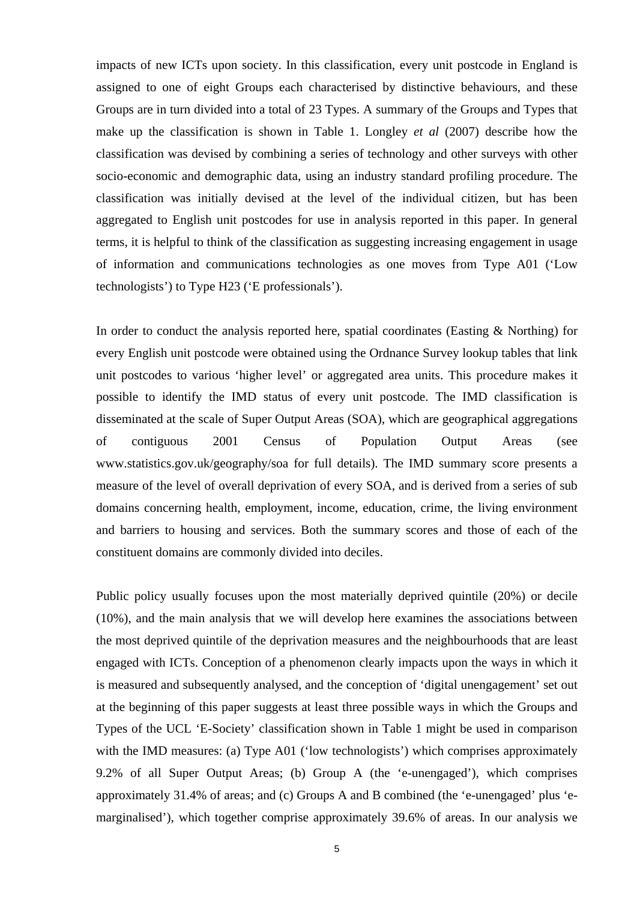impacts of new ICTs upon society. In this classification, every unit postcode in England is assigned to one of eight Groups each characterised by distinctive behaviours, and these Groups are in turn divided into a total of 23 Types. A summary of the Groups and Types that make up the classification is shown in Table 1. Longley *et al* (2007) describe how the classification was devised by combining a series of technology and other surveys with other socio-economic and demographic data, using an industry standard profiling procedure. The classification was initially devised at the level of the individual citizen, but has been aggregated to English unit postcodes for use in analysis reported in this paper. In general terms, it is helpful to think of the classification as suggesting increasing engagement in usage of information and communications technologies as one moves from Type A01 ('Low technologists') to Type H23 ('E professionals').

In order to conduct the analysis reported here, spatial coordinates (Easting & Northing) for every English unit postcode were obtained using the Ordnance Survey lookup tables that link unit postcodes to various 'higher level' or aggregated area units. This procedure makes it possible to identify the IMD status of every unit postcode. The IMD classification is disseminated at the scale of Super Output Areas (SOA), which are geographical aggregations of contiguous 2001 Census of Population Output Areas (see www.statistics.gov.uk/geography/soa for full details). The IMD summary score presents a measure of the level of overall deprivation of every SOA, and is derived from a series of sub domains concerning health, employment, income, education, crime, the living environment and barriers to housing and services. Both the summary scores and those of each of the constituent domains are commonly divided into deciles.

Public policy usually focuses upon the most materially deprived quintile (20%) or decile (10%), and the main analysis that we will develop here examines the associations between the most deprived quintile of the deprivation measures and the neighbourhoods that are least engaged with ICTs. Conception of a phenomenon clearly impacts upon the ways in which it is measured and subsequently analysed, and the conception of 'digital unengagement' set out at the beginning of this paper suggests at least three possible ways in which the Groups and Types of the UCL 'E-Society' classification shown in Table 1 might be used in comparison with the IMD measures: (a) Type A01 ('low technologists') which comprises approximately 9.2% of all Super Output Areas; (b) Group A (the 'e-unengaged'), which comprises approximately 31.4% of areas; and (c) Groups A and B combined (the 'e-unengaged' plus 'e-marginalised'), which together comprise approximately 39.6% of areas. In our analysis we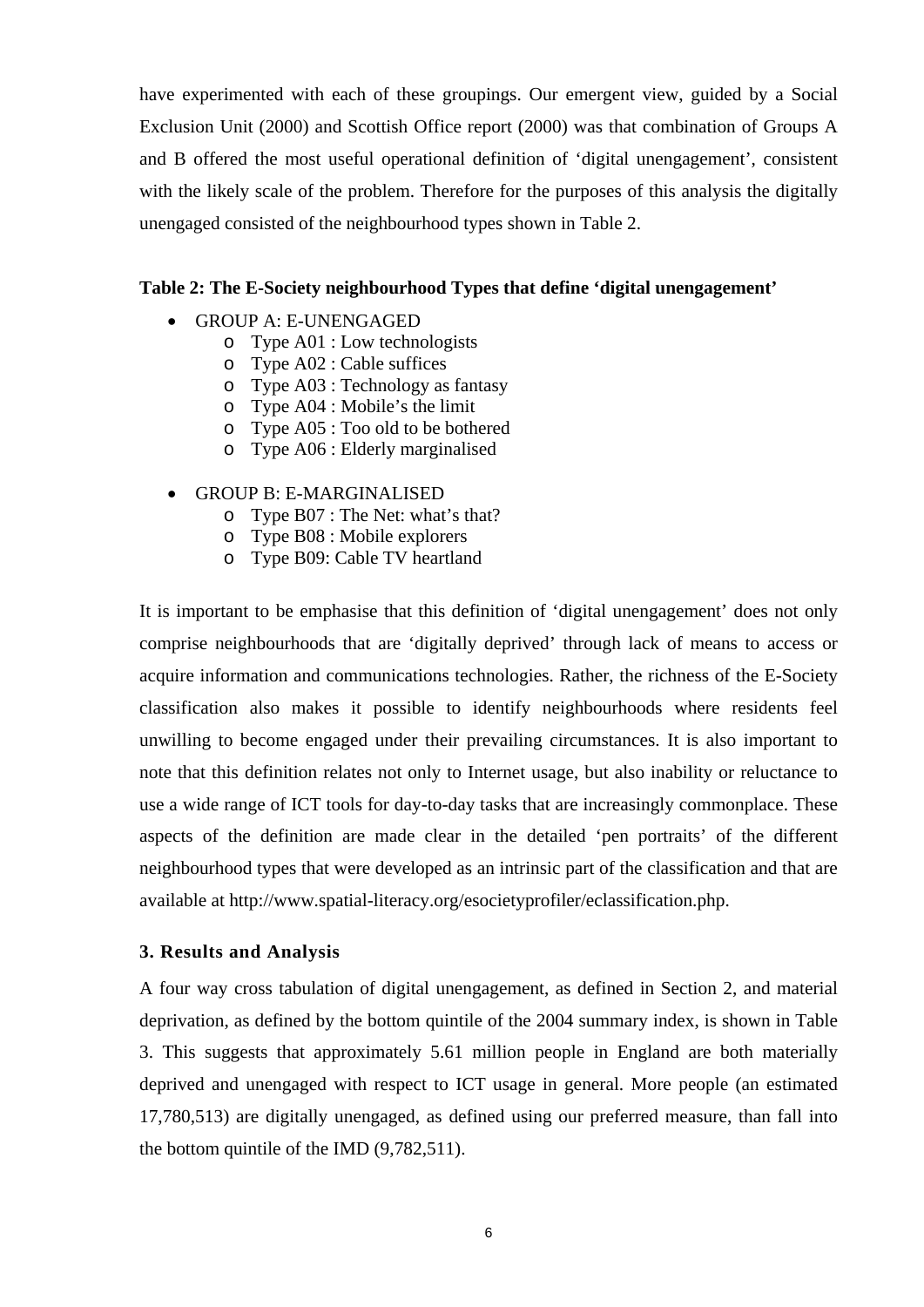have experimented with each of these groupings. Our emergent view, guided by a Social Exclusion Unit (2000) and Scottish Office report (2000) was that combination of Groups A and B offered the most useful operational definition of 'digital unengagement', consistent with the likely scale of the problem. Therefore for the purposes of this analysis the digitally unengaged consisted of the neighbourhood types shown in Table 2.

**Table 2: The E-Society neighbourhood Types that define 'digital unengagement'**

- GROUP A: E-UNENGAGED
  - Type A01 : Low technologists
  - Type A02 : Cable suffices
  - Type A03 : Technology as fantasy
  - Type A04 : Mobile's the limit
  - Type A05 : Too old to be bothered
  - Type A06 : Elderly marginalised

- GROUP B: E-MARGINALISED
  - Type B07 : The Net: what's that?
  - Type B08 : Mobile explorers
  - Type B09: Cable TV heartland

It is important to be emphasise that this definition of 'digital unengagement' does not only comprise neighbourhoods that are 'digitally deprived' through lack of means to access or acquire information and communications technologies. Rather, the richness of the E-Society classification also makes it possible to identify neighbourhoods where residents feel unwilling to become engaged under their prevailing circumstances. It is also important to note that this definition relates not only to Internet usage, but also inability or reluctance to use a wide range of ICT tools for day-to-day tasks that are increasingly commonplace. These aspects of the definition are made clear in the detailed 'pen portraits' of the different neighbourhood types that were developed as an intrinsic part of the classification and that are available at http://www.spatial-literacy.org/esocietyprofiler/eclassification.php.

### 3. Results and Analysis

A four way cross tabulation of digital unengagement, as defined in Section 2, and material deprivation, as defined by the bottom quintile of the 2004 summary index, is shown in Table 3. This suggests that approximately 5.61 million people in England are both materially deprived and unengaged with respect to ICT usage in general. More people (an estimated 17,780,513) are digitally unengaged, as defined using our preferred measure, than fall into the bottom quintile of the IMD (9,782,511).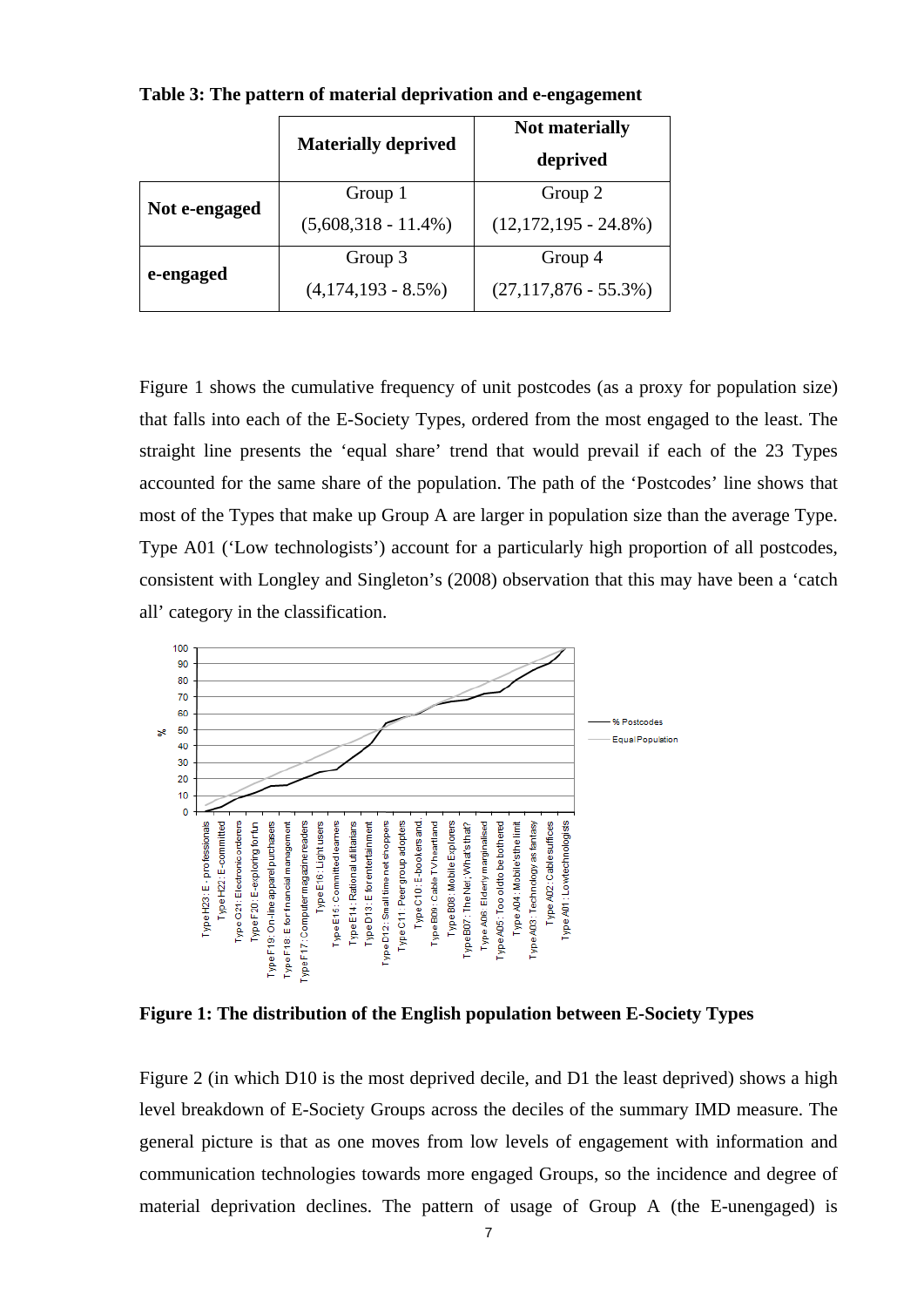**Table 3: The pattern of material deprivation and e-engagement**

| | Materially deprived | Not materially deprived |
|---|---|---|
| **Not e-engaged** | Group 1 (5,608,318 - 11.4%) | Group 2 (12,172,195 - 24.8%) |
| **e-engaged** | Group 3 (4,174,193 - 8.5%) | Group 4 (27,117,876 - 55.3%) |

Figure 1 shows the cumulative frequency of unit postcodes (as a proxy for population size) that falls into each of the E-Society Types, ordered from the most engaged to the least. The straight line presents the 'equal share' trend that would prevail if each of the 23 Types accounted for the same share of the population. The path of the 'Postcodes' line shows that most of the Types that make up Group A are larger in population size than the average Type. Type A01 ('Low technologists') account for a particularly high proportion of all postcodes, consistent with Longley and Singleton's (2008) observation that this may have been a 'catch all' category in the classification.

100
90
80
70
60
50
40
30
20
10
0
%

% Postcodes
Equal Population

Type H23: E - professionals
Type H22: E-committed
Type G21: Electronic orderers
Type F20: E-exploring for fun
Type F19: On-line apparel purchasers
Type F18: E for financial management
Type F17: Computer magazine readers
Type E16: Light users
Type E15: Committed learners
Type E14: Rational utilitarians
Type D13: E for entertainment
Type D12: Small time net shoppers
Type C11: Peer group adoptes
Type C10: E-bookers and
Type B09: Cable TV heartland
Type B08: Mobile Explorers
Type B07: The Net; What's that?
Type A06: Elderly marginalised
Type A05: Too old to be bothered
Type A04: Mobile's the limit
Type A03: Technology as fantasy
Type A02: Cable suffices
Type A01: Low technologists

**Figure 1: The distribution of the English population between E-Society Types**

Figure 2 (in which D10 is the most deprived decile, and D1 the least deprived) shows a high level breakdown of E-Society Groups across the deciles of the summary IMD measure. The general picture is that as one moves from low levels of engagement with information and communication technologies towards more engaged Groups, so the incidence and degree of material deprivation declines. The pattern of usage of Group A (the E-unengaged) is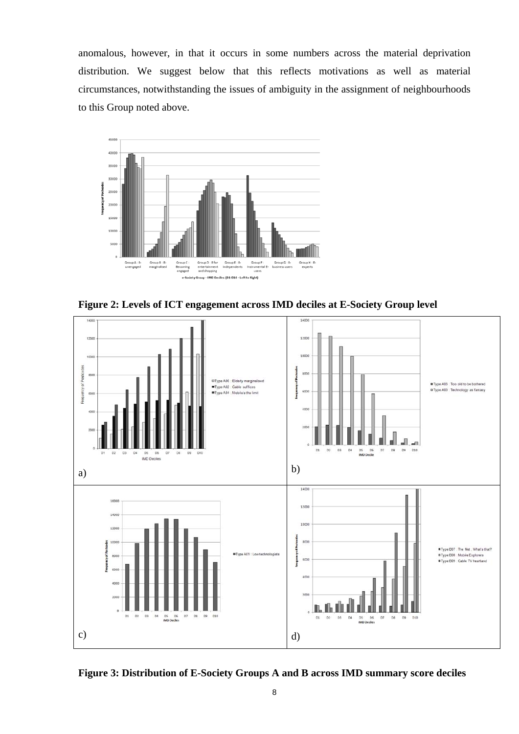anomalous, however, in that it occurs in some numbers across the material deprivation distribution. We suggest below that this reflects motivations as well as material circumstances, notwithstanding the issues of ambiguity in the assignment of neighbourhoods to this Group noted above.

45000
40000
35000
30000
25000
20000
15000
10000
5000
0

Frequency of Postcodes

Group A : E-unengaged
Group B : E-marginalised
Group C : Becoming engaged
Group D : E for entertainment and shopping
Group E : E-independents
Group F : Instrumental E-users
Group G : E-business users
Group H : E-experts

e-Society Group - IMD Deciles (D1-D10 - Left to Right)

**Figure 2: Levels of ICT engagement across IMD deciles at E-Society Group level**

a)

Frequency of Postcodes

IMD Deciles

D1 D2 D3 D4 D5 D6 D7 D8 D9 D10

Type A06 : Elderly marginalised
Type A02 : Cable suffices
Type A04 : Mobile's the limit

b)

Frequency of Postcodes

IMD Decile

Type A05 : Too old to be bothered
Type A03 : Technology as fantasy

c)

Frequency of Postcodes

IMD Deciles

Type A01 : Low technologists

d)

Frequency of Postcodes

IMD Deciles

Type E07 : The Net - What's that?
Type E08 : Mobile Explorers
Type E09 : Cable TV heartland

**Figure 3: Distribution of E-Society Groups A and B across IMD summary score deciles**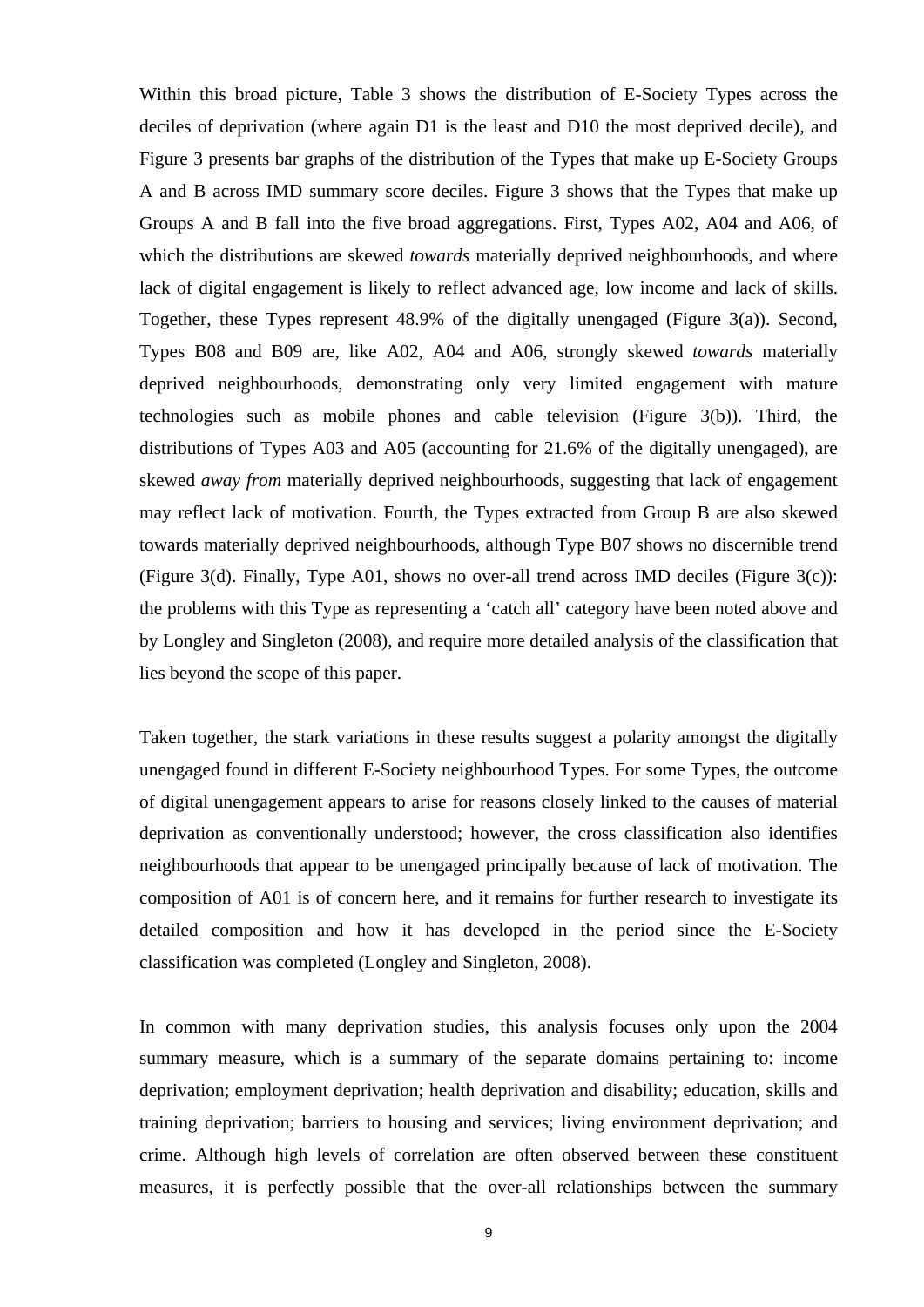Within this broad picture, Table 3 shows the distribution of E-Society Types across the deciles of deprivation (where again D1 is the least and D10 the most deprived decile), and Figure 3 presents bar graphs of the distribution of the Types that make up E-Society Groups A and B across IMD summary score deciles. Figure 3 shows that the Types that make up Groups A and B fall into the five broad aggregations. First, Types A02, A04 and A06, of which the distributions are skewed *towards* materially deprived neighbourhoods, and where lack of digital engagement is likely to reflect advanced age, low income and lack of skills. Together, these Types represent 48.9% of the digitally unengaged (Figure 3(a)). Second, Types B08 and B09 are, like A02, A04 and A06, strongly skewed *towards* materially deprived neighbourhoods, demonstrating only very limited engagement with mature technologies such as mobile phones and cable television (Figure 3(b)). Third, the distributions of Types A03 and A05 (accounting for 21.6% of the digitally unengaged), are skewed *away from* materially deprived neighbourhoods, suggesting that lack of engagement may reflect lack of motivation. Fourth, the Types extracted from Group B are also skewed towards materially deprived neighbourhoods, although Type B07 shows no discernible trend (Figure 3(d). Finally, Type A01, shows no over-all trend across IMD deciles (Figure 3(c)): the problems with this Type as representing a 'catch all' category have been noted above and by Longley and Singleton (2008), and require more detailed analysis of the classification that lies beyond the scope of this paper.

Taken together, the stark variations in these results suggest a polarity amongst the digitally unengaged found in different E-Society neighbourhood Types. For some Types, the outcome of digital unengagement appears to arise for reasons closely linked to the causes of material deprivation as conventionally understood; however, the cross classification also identifies neighbourhoods that appear to be unengaged principally because of lack of motivation. The composition of A01 is of concern here, and it remains for further research to investigate its detailed composition and how it has developed in the period since the E-Society classification was completed (Longley and Singleton, 2008).

In common with many deprivation studies, this analysis focuses only upon the 2004 summary measure, which is a summary of the separate domains pertaining to: income deprivation; employment deprivation; health deprivation and disability; education, skills and training deprivation; barriers to housing and services; living environment deprivation; and crime. Although high levels of correlation are often observed between these constituent measures, it is perfectly possible that the over-all relationships between the summary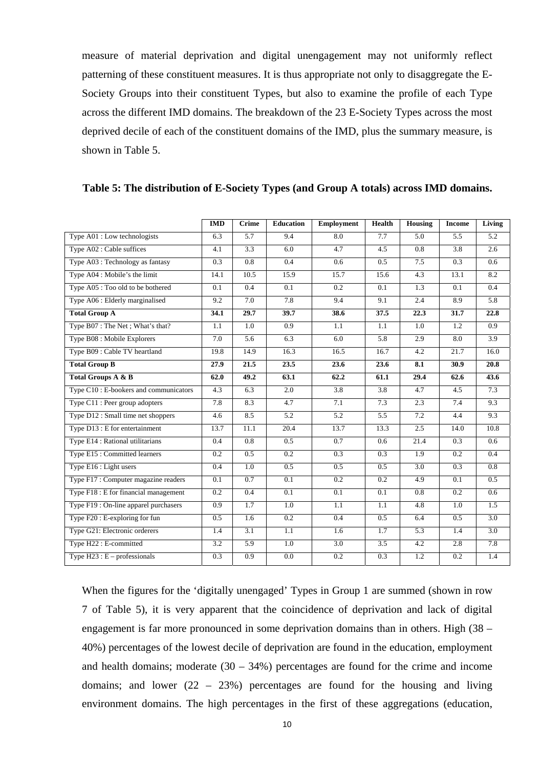measure of material deprivation and digital unengagement may not uniformly reflect patterning of these constituent measures. It is thus appropriate not only to disaggregate the E-Society Groups into their constituent Types, but also to examine the profile of each Type across the different IMD domains. The breakdown of the 23 E-Society Types across the most deprived decile of each of the constituent domains of the IMD, plus the summary measure, is shown in Table 5.

**Table 5: The distribution of E-Society Types (and Group A totals) across IMD domains.**

| | IMD | Crime | Education | Employment | Health | Housing | Income | Living |
|---|---|---|---|---|---|---|---|---|
| Type A01 : Low technologists | 6.3 | 5.7 | 9.4 | 8.0 | 7.7 | 5.0 | 5.5 | 5.2 |
| Type A02 : Cable suffices | 4.1 | 3.3 | 6.0 | 4.7 | 4.5 | 0.8 | 3.8 | 2.6 |
| Type A03 : Technology as fantasy | 0.3 | 0.8 | 0.4 | 0.6 | 0.5 | 7.5 | 0.3 | 0.6 |
| Type A04 : Mobile's the limit | 14.1 | 10.5 | 15.9 | 15.7 | 15.6 | 4.3 | 13.1 | 8.2 |
| Type A05 : Too old to be bothered | 0.1 | 0.4 | 0.1 | 0.2 | 0.1 | 1.3 | 0.1 | 0.4 |
| Type A06 : Elderly marginalised | 9.2 | 7.0 | 7.8 | 9.4 | 9.1 | 2.4 | 8.9 | 5.8 |
| **Total Group A** | **34.1** | **29.7** | **39.7** | **38.6** | **37.5** | **22.3** | **31.7** | **22.8** |
| Type B07 : The Net ; What's that? | 1.1 | 1.0 | 0.9 | 1.1 | 1.1 | 1.0 | 1.2 | 0.9 |
| Type B08 : Mobile Explorers | 7.0 | 5.6 | 6.3 | 6.0 | 5.8 | 2.9 | 8.0 | 3.9 |
| Type B09 : Cable TV heartland | 19.8 | 14.9 | 16.3 | 16.5 | 16.7 | 4.2 | 21.7 | 16.0 |
| **Total Group B** | **27.9** | **21.5** | **23.5** | **23.6** | **23.6** | **8.1** | **30.9** | **20.8** |
| **Total Groups A & B** | **62.0** | **49.2** | **63.1** | **62.2** | **61.1** | **29.4** | **62.6** | **43.6** |
| Type C10 : E-bookers and communicators | 4.3 | 6.3 | 2.0 | 3.8 | 3.8 | 4.7 | 4.5 | 7.3 |
| Type C11 : Peer group adopters | 7.8 | 8.3 | 4.7 | 7.1 | 7.3 | 2.3 | 7.4 | 9.3 |
| Type D12 : Small time net shoppers | 4.6 | 8.5 | 5.2 | 5.2 | 5.5 | 7.2 | 4.4 | 9.3 |
| Type D13 : E for entertainment | 13.7 | 11.1 | 20.4 | 13.7 | 13.3 | 2.5 | 14.0 | 10.8 |
| Type E14 : Rational utilitarians | 0.4 | 0.8 | 0.5 | 0.7 | 0.6 | 21.4 | 0.3 | 0.6 |
| Type E15 : Committed learners | 0.2 | 0.5 | 0.2 | 0.3 | 0.3 | 1.9 | 0.2 | 0.4 |
| Type E16 : Light users | 0.4 | 1.0 | 0.5 | 0.5 | 0.5 | 3.0 | 0.3 | 0.8 |
| Type F17 : Computer magazine readers | 0.1 | 0.7 | 0.1 | 0.2 | 0.2 | 4.9 | 0.1 | 0.5 |
| Type F18 : E for financial management | 0.2 | 0.4 | 0.1 | 0.1 | 0.1 | 0.8 | 0.2 | 0.6 |
| Type F19 : On-line apparel purchasers | 0.9 | 1.7 | 1.0 | 1.1 | 1.1 | 4.8 | 1.0 | 1.5 |
| Type F20 : E-exploring for fun | 0.5 | 1.6 | 0.2 | 0.4 | 0.5 | 6.4 | 0.5 | 3.0 |
| Type G21: Electronic orderers | 1.4 | 3.1 | 1.1 | 1.6 | 1.7 | 5.3 | 1.4 | 3.0 |
| Type H22 : E-committed | 3.2 | 5.9 | 1.0 | 3.0 | 3.5 | 4.2 | 2.8 | 7.8 |
| Type H23 : E – professionals | 0.3 | 0.9 | 0.0 | 0.2 | 0.3 | 1.2 | 0.2 | 1.4 |

When the figures for the 'digitally unengaged' Types in Group 1 are summed (shown in row 7 of Table 5), it is very apparent that the coincidence of deprivation and lack of digital engagement is far more pronounced in some deprivation domains than in others. High (38 – 40%) percentages of the lowest decile of deprivation are found in the education, employment and health domains; moderate (30 – 34%) percentages are found for the crime and income domains; and lower (22 – 23%) percentages are found for the housing and living environment domains. The high percentages in the first of these aggregations (education,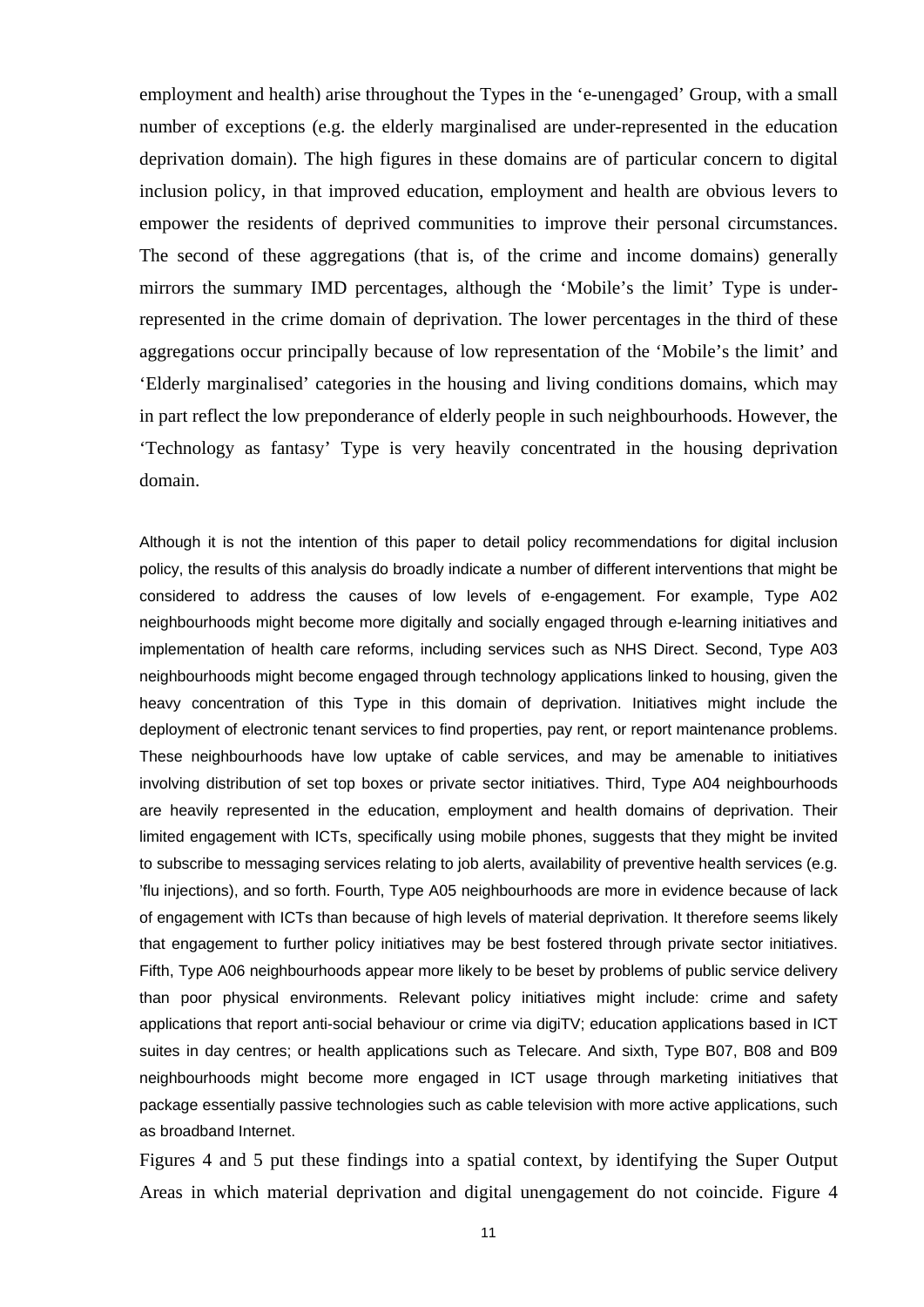employment and health) arise throughout the Types in the 'e-unengaged' Group, with a small number of exceptions (e.g. the elderly marginalised are under-represented in the education deprivation domain). The high figures in these domains are of particular concern to digital inclusion policy, in that improved education, employment and health are obvious levers to empower the residents of deprived communities to improve their personal circumstances. The second of these aggregations (that is, of the crime and income domains) generally mirrors the summary IMD percentages, although the 'Mobile's the limit' Type is under-represented in the crime domain of deprivation. The lower percentages in the third of these aggregations occur principally because of low representation of the 'Mobile's the limit' and 'Elderly marginalised' categories in the housing and living conditions domains, which may in part reflect the low preponderance of elderly people in such neighbourhoods. However, the 'Technology as fantasy' Type is very heavily concentrated in the housing deprivation domain.

Although it is not the intention of this paper to detail policy recommendations for digital inclusion policy, the results of this analysis do broadly indicate a number of different interventions that might be considered to address the causes of low levels of e-engagement. For example, Type A02 neighbourhoods might become more digitally and socially engaged through e-learning initiatives and implementation of health care reforms, including services such as NHS Direct. Second, Type A03 neighbourhoods might become engaged through technology applications linked to housing, given the heavy concentration of this Type in this domain of deprivation. Initiatives might include the deployment of electronic tenant services to find properties, pay rent, or report maintenance problems. These neighbourhoods have low uptake of cable services, and may be amenable to initiatives involving distribution of set top boxes or private sector initiatives. Third, Type A04 neighbourhoods are heavily represented in the education, employment and health domains of deprivation. Their limited engagement with ICTs, specifically using mobile phones, suggests that they might be invited to subscribe to messaging services relating to job alerts, availability of preventive health services (e.g. 'flu injections), and so forth. Fourth, Type A05 neighbourhoods are more in evidence because of lack of engagement with ICTs than because of high levels of material deprivation. It therefore seems likely that engagement to further policy initiatives may be best fostered through private sector initiatives. Fifth, Type A06 neighbourhoods appear more likely to be beset by problems of public service delivery than poor physical environments. Relevant policy initiatives might include: crime and safety applications that report anti-social behaviour or crime via digiTV; education applications based in ICT suites in day centres; or health applications such as Telecare. And sixth, Type B07, B08 and B09 neighbourhoods might become more engaged in ICT usage through marketing initiatives that package essentially passive technologies such as cable television with more active applications, such as broadband Internet.

Figures 4 and 5 put these findings into a spatial context, by identifying the Super Output Areas in which material deprivation and digital unengagement do not coincide. Figure 4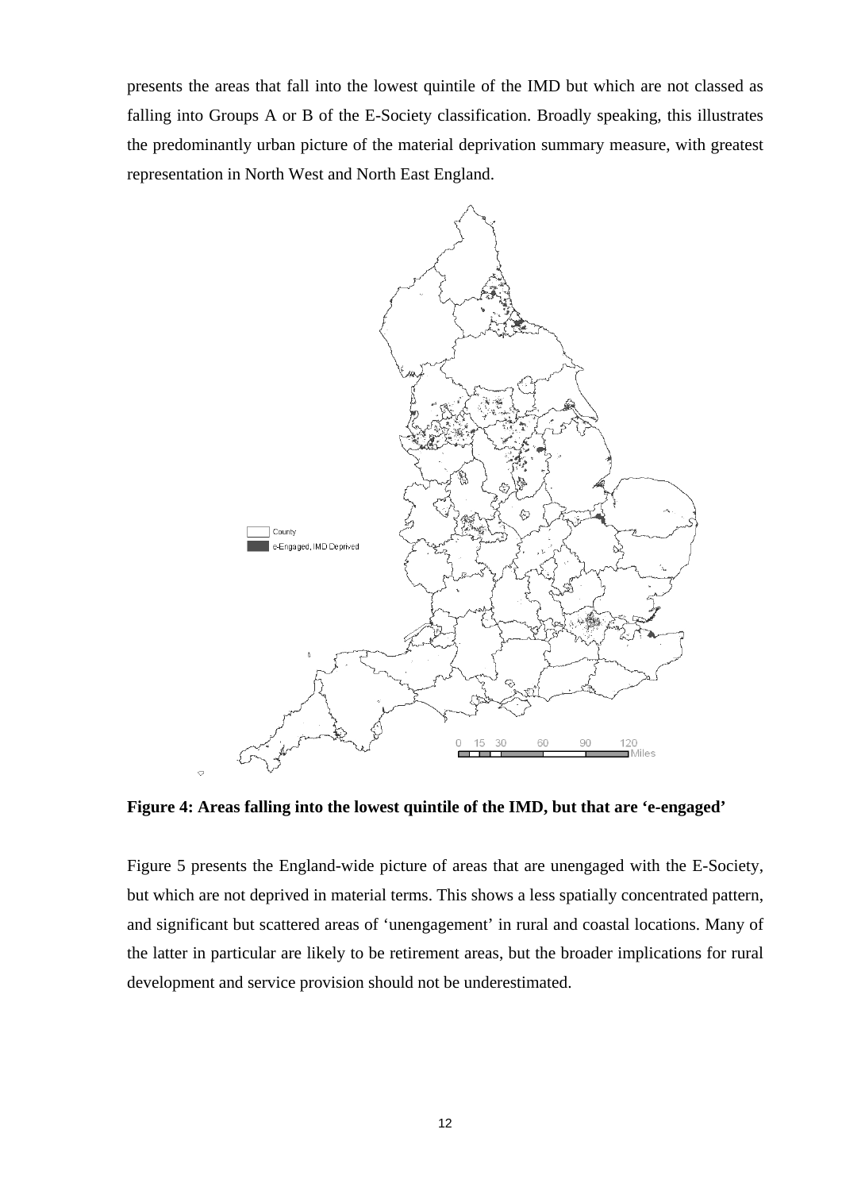presents the areas that fall into the lowest quintile of the IMD but which are not classed as falling into Groups A or B of the E-Society classification. Broadly speaking, this illustrates the predominantly urban picture of the material deprivation summary measure, with greatest representation in North West and North East England.

County

e-Engaged, IMD Deprived

0 15 30 60 90 120 Miles

**Figure 4: Areas falling into the lowest quintile of the IMD, but that are 'e-engaged'**

Figure 5 presents the England-wide picture of areas that are unengaged with the E-Society, but which are not deprived in material terms. This shows a less spatially concentrated pattern, and significant but scattered areas of 'unengagement' in rural and coastal locations. Many of the latter in particular are likely to be retirement areas, but the broader implications for rural development and service provision should not be underestimated.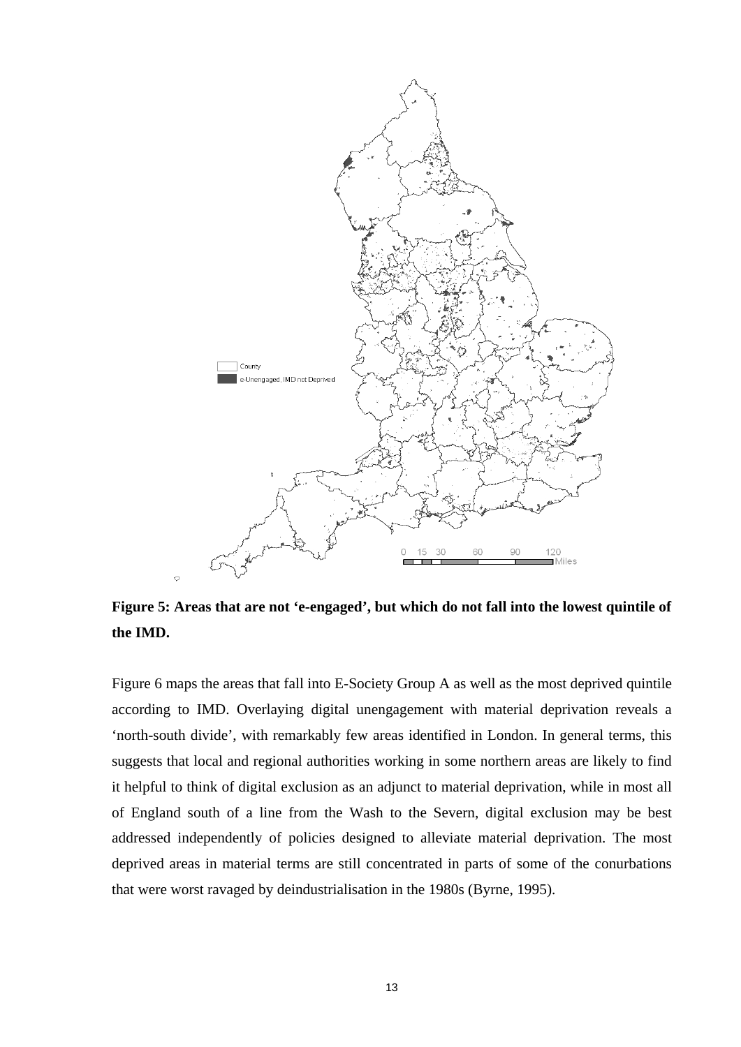County

e-Unengaged, IMD not Deprived

0 15 30 60 90 120 Miles

**Figure 5: Areas that are not 'e-engaged', but which do not fall into the lowest quintile of the IMD.**

Figure 6 maps the areas that fall into E-Society Group A as well as the most deprived quintile according to IMD. Overlaying digital unengagement with material deprivation reveals a 'north-south divide', with remarkably few areas identified in London. In general terms, this suggests that local and regional authorities working in some northern areas are likely to find it helpful to think of digital exclusion as an adjunct to material deprivation, while in most all of England south of a line from the Wash to the Severn, digital exclusion may be best addressed independently of policies designed to alleviate material deprivation. The most deprived areas in material terms are still concentrated in parts of some of the conurbations that were worst ravaged by deindustrialisation in the 1980s (Byrne, 1995).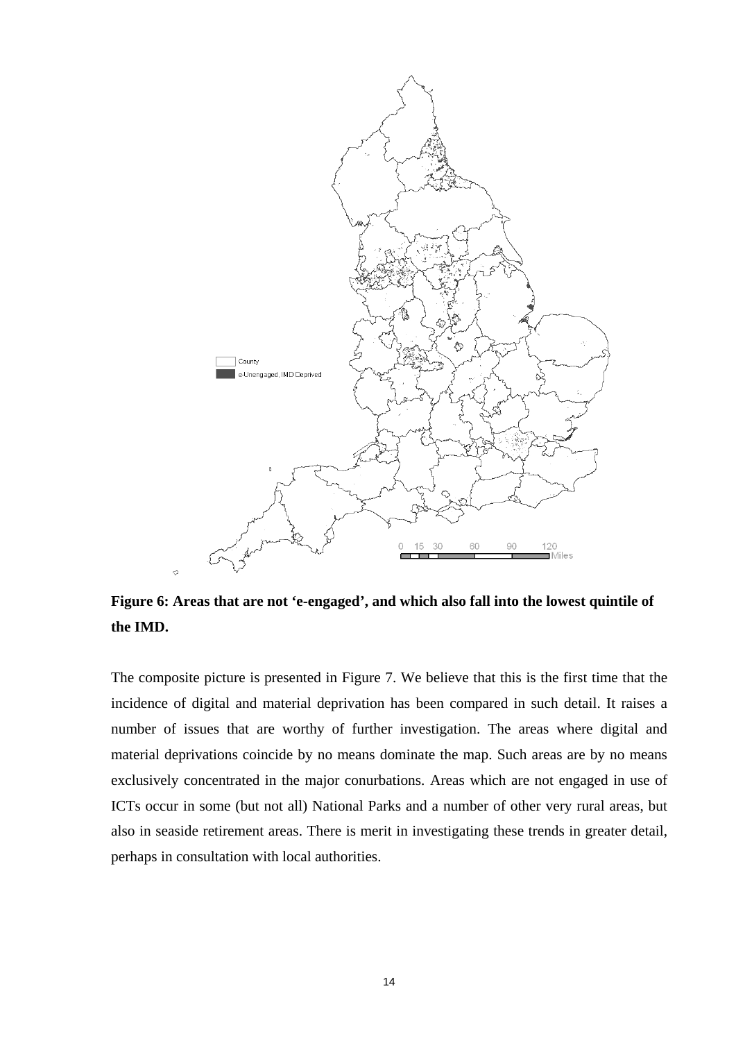County

e-Unengaged, IMD Deprived

0 15 30 60 90 120

Miles

**Figure 6: Areas that are not 'e-engaged', and which also fall into the lowest quintile of the IMD.**

The composite picture is presented in Figure 7. We believe that this is the first time that the incidence of digital and material deprivation has been compared in such detail. It raises a number of issues that are worthy of further investigation. The areas where digital and material deprivations coincide by no means dominate the map. Such areas are by no means exclusively concentrated in the major conurbations. Areas which are not engaged in use of ICTs occur in some (but not all) National Parks and a number of other very rural areas, but also in seaside retirement areas. There is merit in investigating these trends in greater detail, perhaps in consultation with local authorities.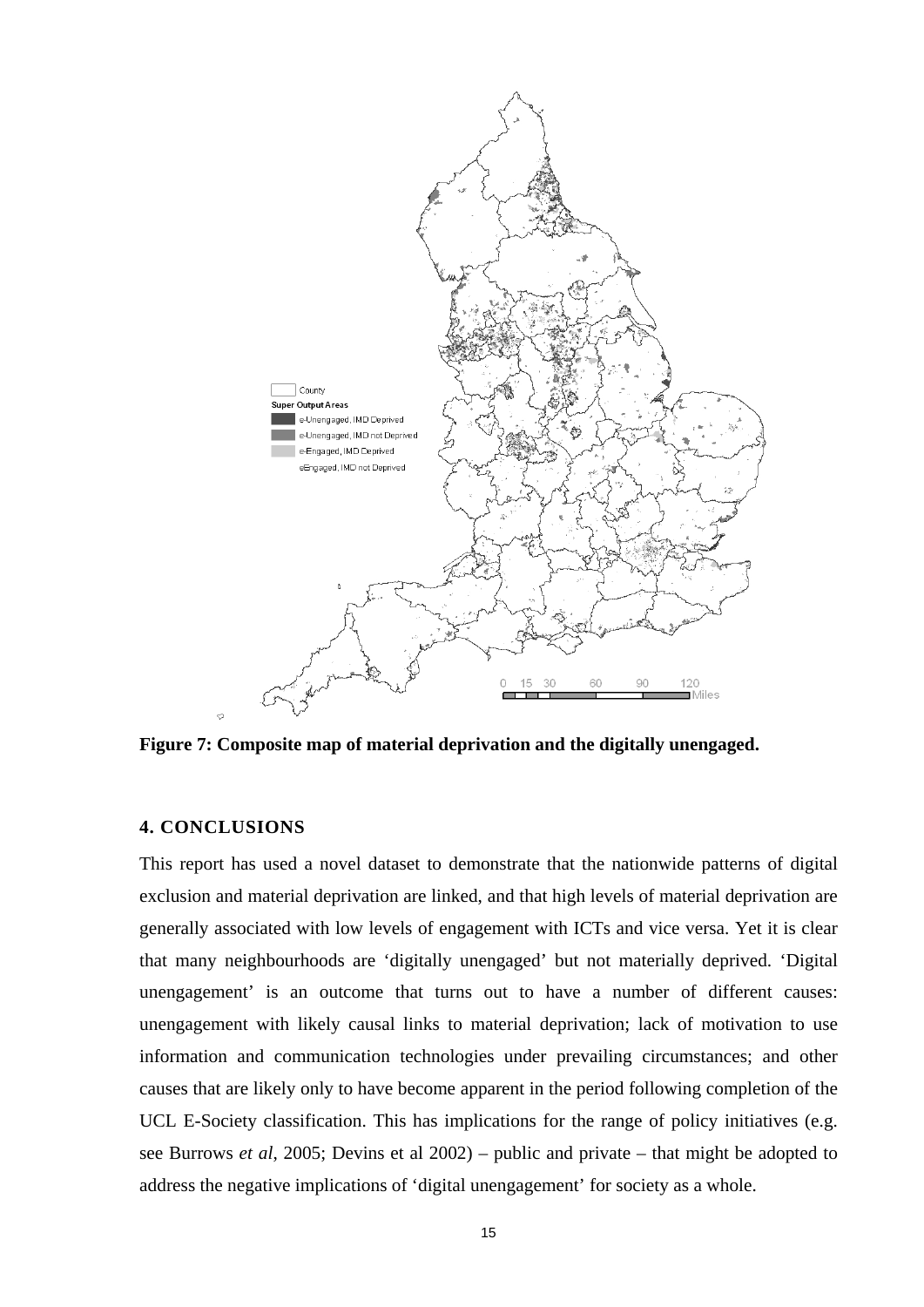County

Super Output Areas

e-Unengaged, IMD Deprived

e-Unengaged, IMD not Deprived

e-Engaged, IMD Deprived

eEngaged, IMD not Deprived

0 15 30 60 90 120

Miles

**Figure 7: Composite map of material deprivation and the digitally unengaged.**

## 4. CONCLUSIONS

This report has used a novel dataset to demonstrate that the nationwide patterns of digital exclusion and material deprivation are linked, and that high levels of material deprivation are generally associated with low levels of engagement with ICTs and vice versa. Yet it is clear that many neighbourhoods are 'digitally unengaged' but not materially deprived. 'Digital unengagement' is an outcome that turns out to have a number of different causes: unengagement with likely causal links to material deprivation; lack of motivation to use information and communication technologies under prevailing circumstances; and other causes that are likely only to have become apparent in the period following completion of the UCL E-Society classification. This has implications for the range of policy initiatives (e.g. see Burrows *et al*, 2005; Devins et al 2002) – public and private – that might be adopted to address the negative implications of 'digital unengagement' for society as a whole.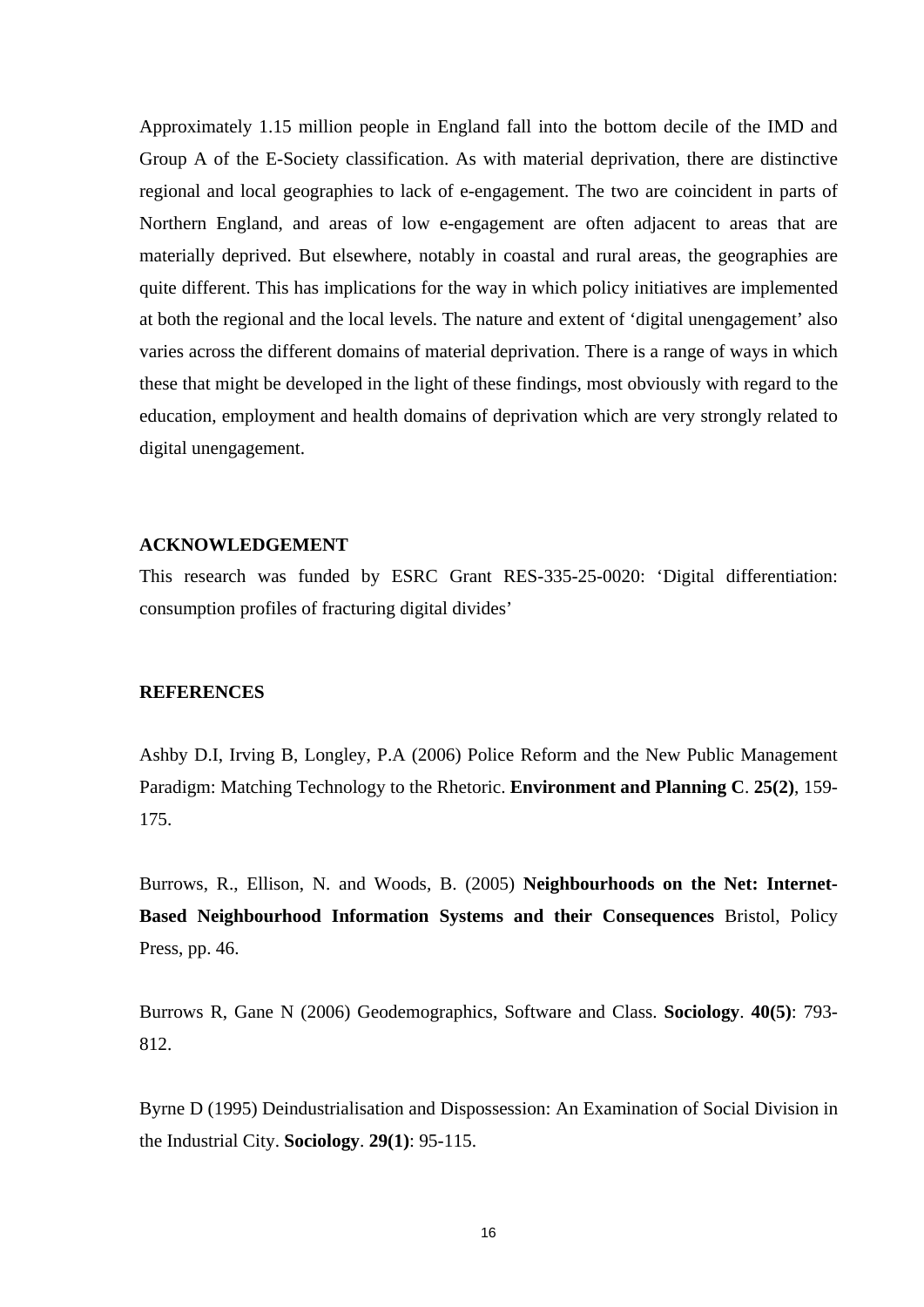Approximately 1.15 million people in England fall into the bottom decile of the IMD and Group A of the E-Society classification. As with material deprivation, there are distinctive regional and local geographies to lack of e-engagement. The two are coincident in parts of Northern England, and areas of low e-engagement are often adjacent to areas that are materially deprived. But elsewhere, notably in coastal and rural areas, the geographies are quite different. This has implications for the way in which policy initiatives are implemented at both the regional and the local levels. The nature and extent of 'digital unengagement' also varies across the different domains of material deprivation. There is a range of ways in which these that might be developed in the light of these findings, most obviously with regard to the education, employment and health domains of deprivation which are very strongly related to digital unengagement.

## ACKNOWLEDGEMENT

This research was funded by ESRC Grant RES-335-25-0020: 'Digital differentiation: consumption profiles of fracturing digital divides'

## REFERENCES

Ashby D.I, Irving B, Longley, P.A (2006) Police Reform and the New Public Management Paradigm: Matching Technology to the Rhetoric. **Environment and Planning C**. **25(2)**, 159-175.

Burrows, R., Ellison, N. and Woods, B. (2005) **Neighbourhoods on the Net: Internet-Based Neighbourhood Information Systems and their Consequences** Bristol, Policy Press, pp. 46.

Burrows R, Gane N (2006) Geodemographics, Software and Class. **Sociology**. **40(5)**: 793-812.

Byrne D (1995) Deindustrialisation and Dispossession: An Examination of Social Division in the Industrial City. **Sociology**. **29(1)**: 95-115.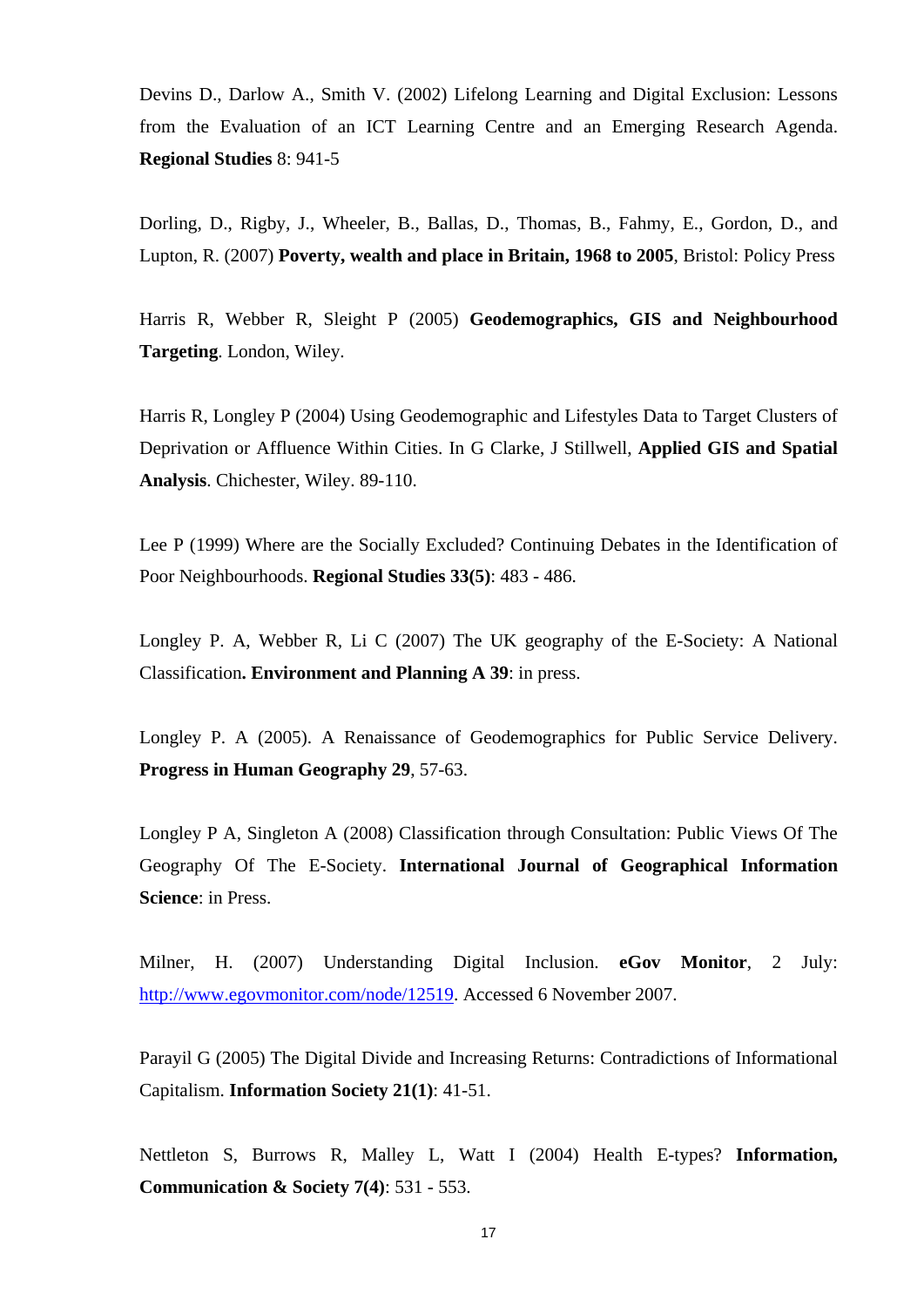Devins D., Darlow A., Smith V. (2002) Lifelong Learning and Digital Exclusion: Lessons from the Evaluation of an ICT Learning Centre and an Emerging Research Agenda. **Regional Studies** 8: 941-5

Dorling, D., Rigby, J., Wheeler, B., Ballas, D., Thomas, B., Fahmy, E., Gordon, D., and Lupton, R. (2007) **Poverty, wealth and place in Britain, 1968 to 2005**, Bristol: Policy Press

Harris R, Webber R, Sleight P (2005) **Geodemographics, GIS and Neighbourhood Targeting**. London, Wiley.

Harris R, Longley P (2004) Using Geodemographic and Lifestyles Data to Target Clusters of Deprivation or Affluence Within Cities. In G Clarke, J Stillwell, **Applied GIS and Spatial Analysis**. Chichester, Wiley. 89-110.

Lee P (1999) Where are the Socially Excluded? Continuing Debates in the Identification of Poor Neighbourhoods. **Regional Studies 33(5)**: 483 - 486.

Longley P. A, Webber R, Li C (2007) The UK geography of the E-Society: A National Classification**. Environment and Planning A 39**: in press.

Longley P. A (2005). A Renaissance of Geodemographics for Public Service Delivery. **Progress in Human Geography 29**, 57-63.

Longley P A, Singleton A (2008) Classification through Consultation: Public Views Of The Geography Of The E-Society. **International Journal of Geographical Information Science**: in Press.

Milner, H. (2007) Understanding Digital Inclusion. **eGov Monitor**, 2 July: http://www.egovmonitor.com/node/12519. Accessed 6 November 2007.

Parayil G (2005) The Digital Divide and Increasing Returns: Contradictions of Informational Capitalism. **Information Society 21(1)**: 41-51.

Nettleton S, Burrows R, Malley L, Watt I (2004) Health E-types? **Information, Communication & Society 7(4)**: 531 - 553.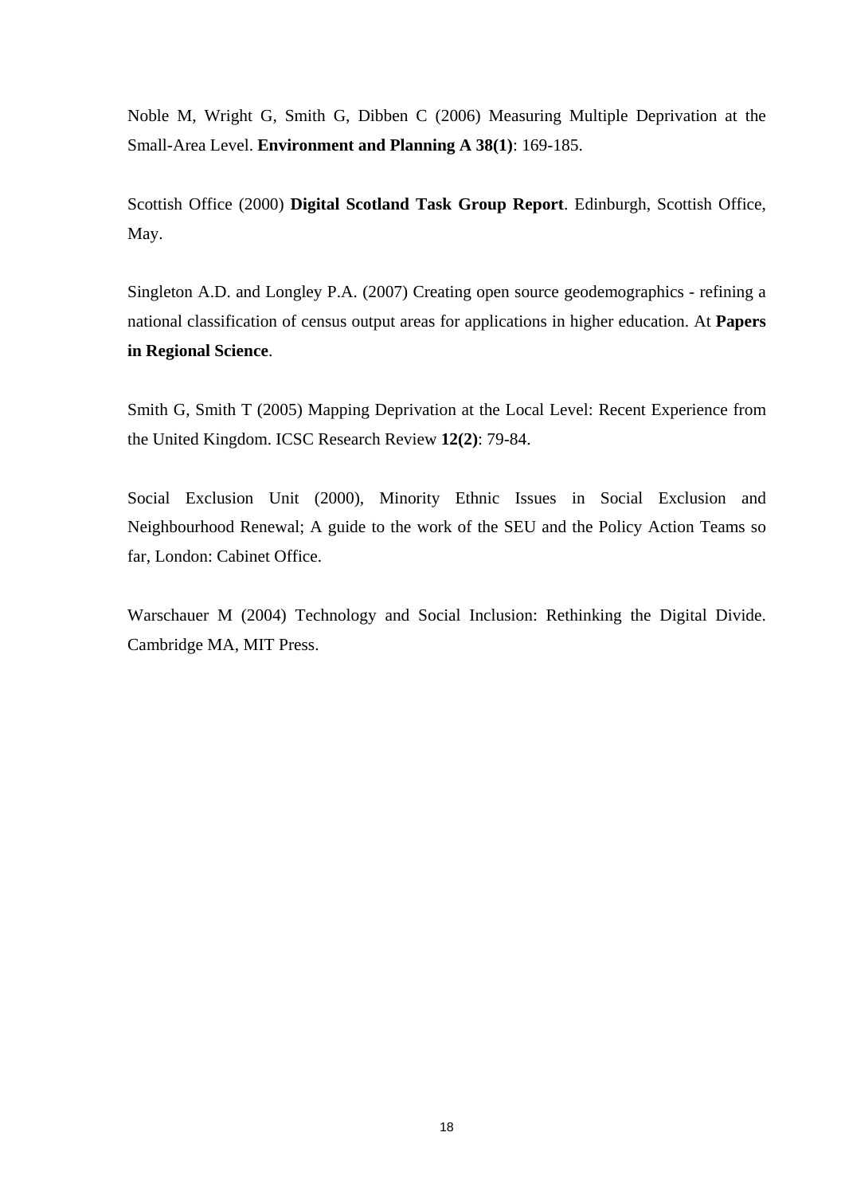Noble M, Wright G, Smith G, Dibben C (2006) Measuring Multiple Deprivation at the Small-Area Level. **Environment and Planning A 38(1)**: 169-185.

Scottish Office (2000) **Digital Scotland Task Group Report**. Edinburgh, Scottish Office, May.

Singleton A.D. and Longley P.A. (2007) Creating open source geodemographics - refining a national classification of census output areas for applications in higher education. At **Papers in Regional Science**.

Smith G, Smith T (2005) Mapping Deprivation at the Local Level: Recent Experience from the United Kingdom. ICSC Research Review **12(2)**: 79-84.

Social Exclusion Unit (2000), Minority Ethnic Issues in Social Exclusion and Neighbourhood Renewal; A guide to the work of the SEU and the Policy Action Teams so far, London: Cabinet Office.

Warschauer M (2004) Technology and Social Inclusion: Rethinking the Digital Divide. Cambridge MA, MIT Press.